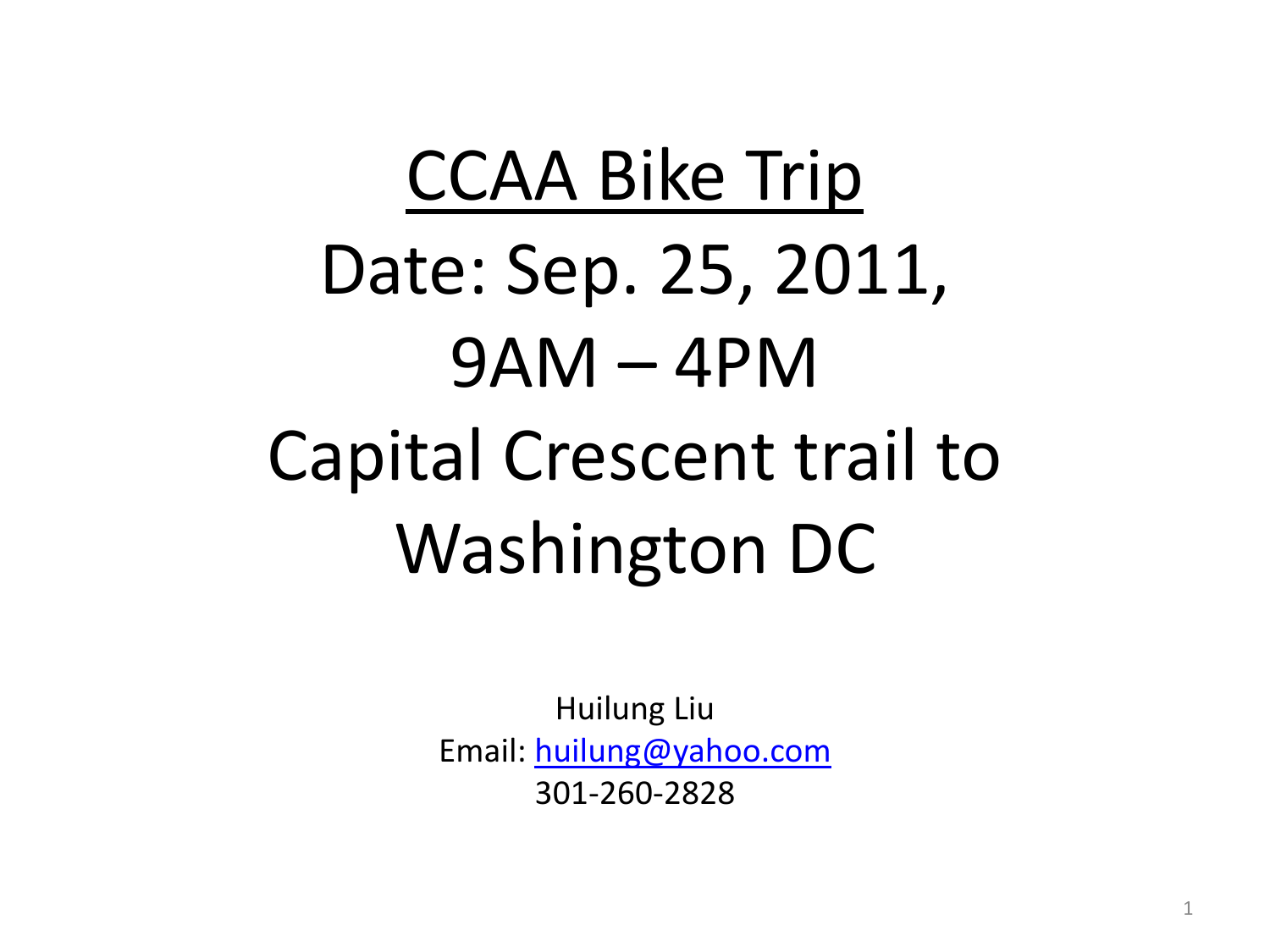# CCAA Bike Trip

# Date: Sep. 25, 2011, 9AM – 4PM

# Capital Crescent trail to Washington DC

Huilung Liu
Email: huilung@yahoo.com
301-260-2828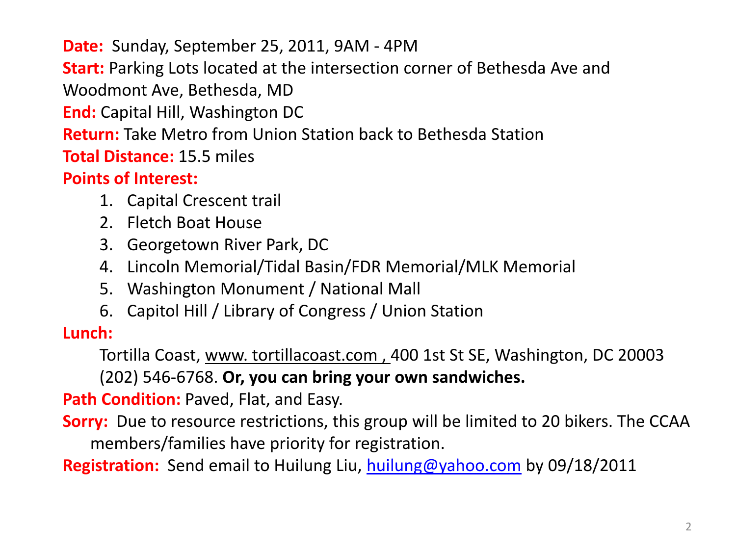**Date:** Sunday, September 25, 2011, 9AM - 4PM

**Start:** Parking Lots located at the intersection corner of Bethesda Ave and Woodmont Ave, Bethesda, MD

**End:** Capital Hill, Washington DC

**Return:** Take Metro from Union Station back to Bethesda Station

**Total Distance:** 15.5 miles

**Points of Interest:**

1. Capital Crescent trail
2. Fletch Boat House
3. Georgetown River Park, DC
4. Lincoln Memorial/Tidal Basin/FDR Memorial/MLK Memorial
5. Washington Monument / National Mall
6. Capitol Hill / Library of Congress / Union Station

**Lunch:**

Tortilla Coast, www. tortillacoast.com , 400 1st St SE, Washington, DC 20003 (202) 546-6768. **Or, you can bring your own sandwiches.**

**Path Condition:** Paved, Flat, and Easy.

**Sorry:** Due to resource restrictions, this group will be limited to 20 bikers. The CCAA members/families have priority for registration.

**Registration:** Send email to Huilung Liu, huilung@yahoo.com by 09/18/2011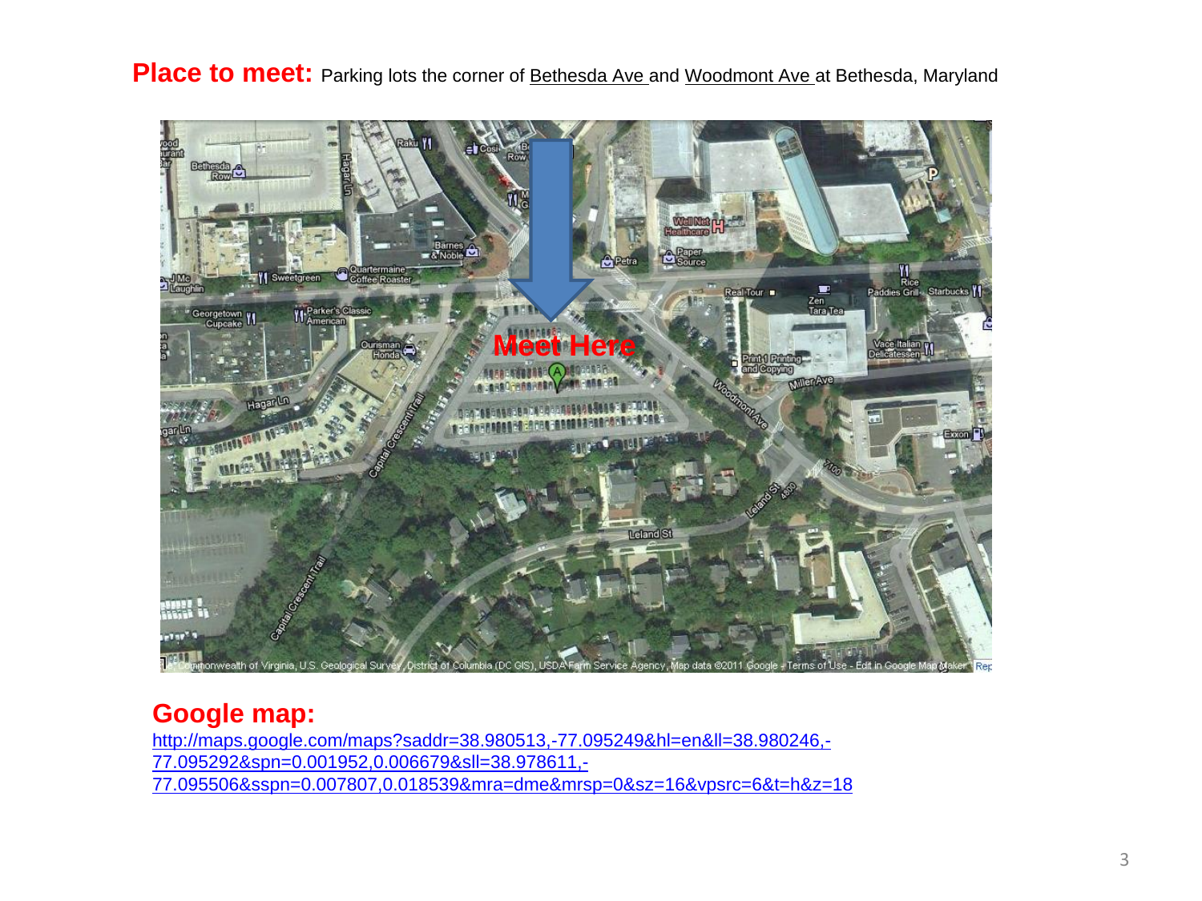**Place to meet:** Parking lots the corner of Bethesda Ave and Woodmont Ave at Bethesda, Maryland

## Google map:

http://maps.google.com/maps?saddr=38.980513,-77.095249&hl=en&ll=38.980246,-77.095292&spn=0.001952,0.006679&sll=38.978611,-77.095506&sspn=0.007807,0.018539&mra=dme&mrsp=0&sz=16&vpsrc=6&t=h&z=18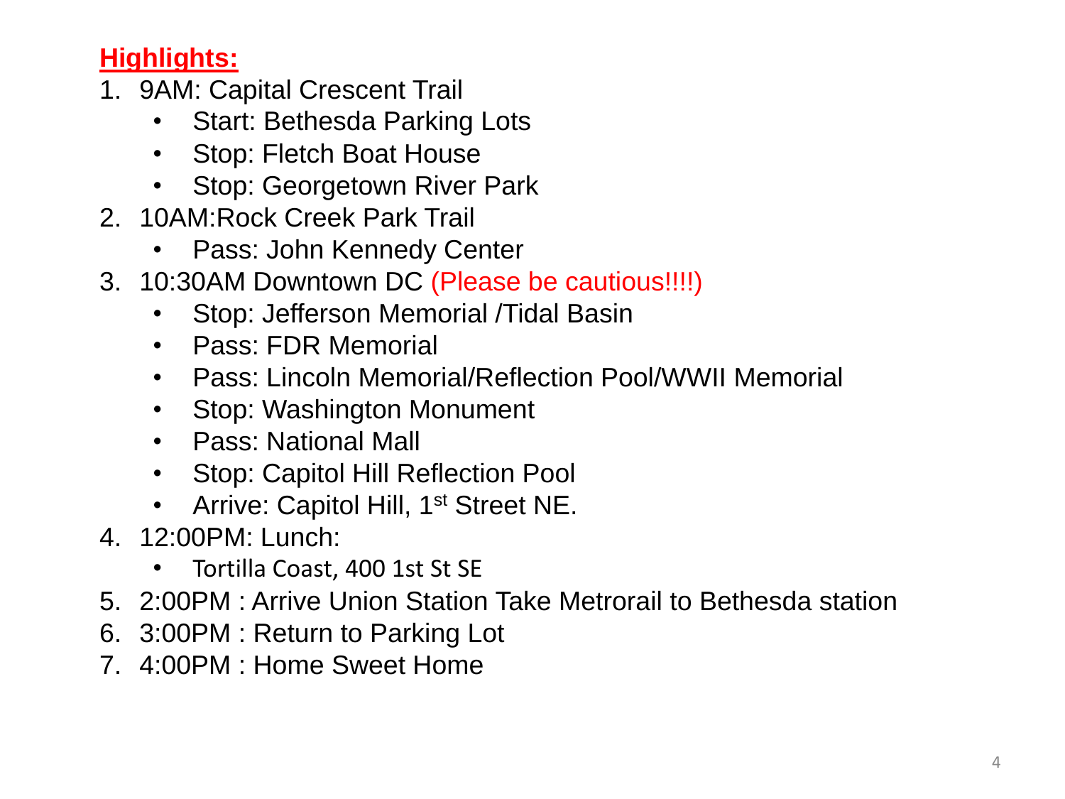**Highlights:**

1. 9AM: Capital Crescent Trail
   - Start: Bethesda Parking Lots
   - Stop: Fletch Boat House
   - Stop: Georgetown River Park
2. 10AM:Rock Creek Park Trail
   - Pass: John Kennedy Center
3. 10:30AM Downtown DC (Please be cautious!!!!)
   - Stop: Jefferson Memorial /Tidal Basin
   - Pass: FDR Memorial
   - Pass: Lincoln Memorial/Reflection Pool/WWII Memorial
   - Stop: Washington Monument
   - Pass: National Mall
   - Stop: Capitol Hill Reflection Pool
   - Arrive: Capitol Hill, 1st Street NE.
4. 12:00PM: Lunch:
   - Tortilla Coast, 400 1st St SE
5. 2:00PM : Arrive Union Station Take Metrorail to Bethesda station
6. 3:00PM : Return to Parking Lot
7. 4:00PM : Home Sweet Home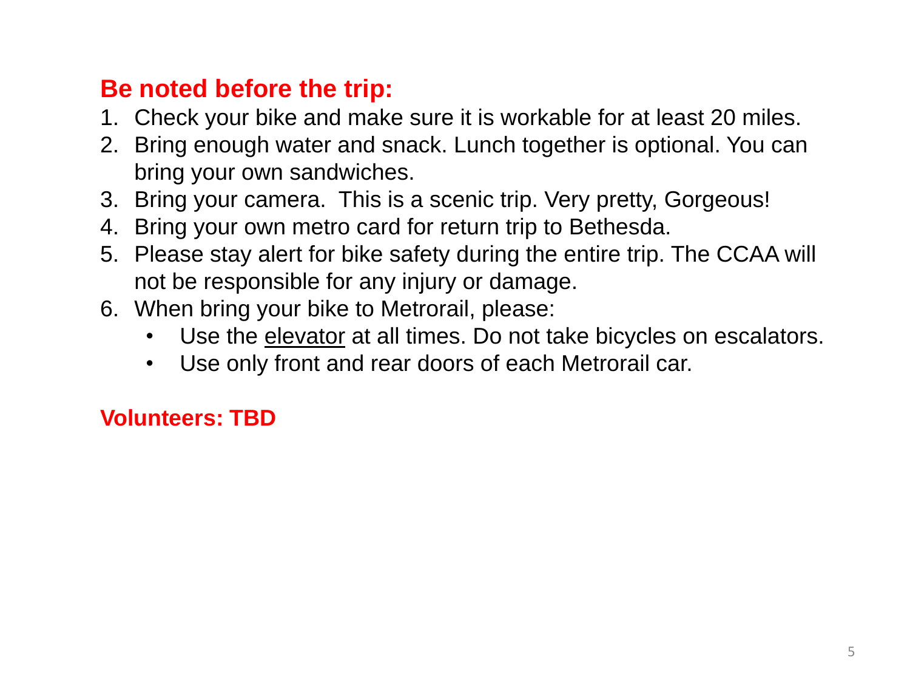**Be noted before the trip:**

1. Check your bike and make sure it is workable for at least 20 miles.
2. Bring enough water and snack. Lunch together is optional. You can bring your own sandwiches.
3. Bring your camera.  This is a scenic trip. Very pretty, Gorgeous!
4. Bring your own metro card for return trip to Bethesda.
5. Please stay alert for bike safety during the entire trip. The CCAA will not be responsible for any injury or damage.
6. When bring your bike to Metrorail, please:
   - Use the <u>elevator</u> at all times. Do not take bicycles on escalators.
   - Use only front and rear doors of each Metrorail car.

**Volunteers: TBD**